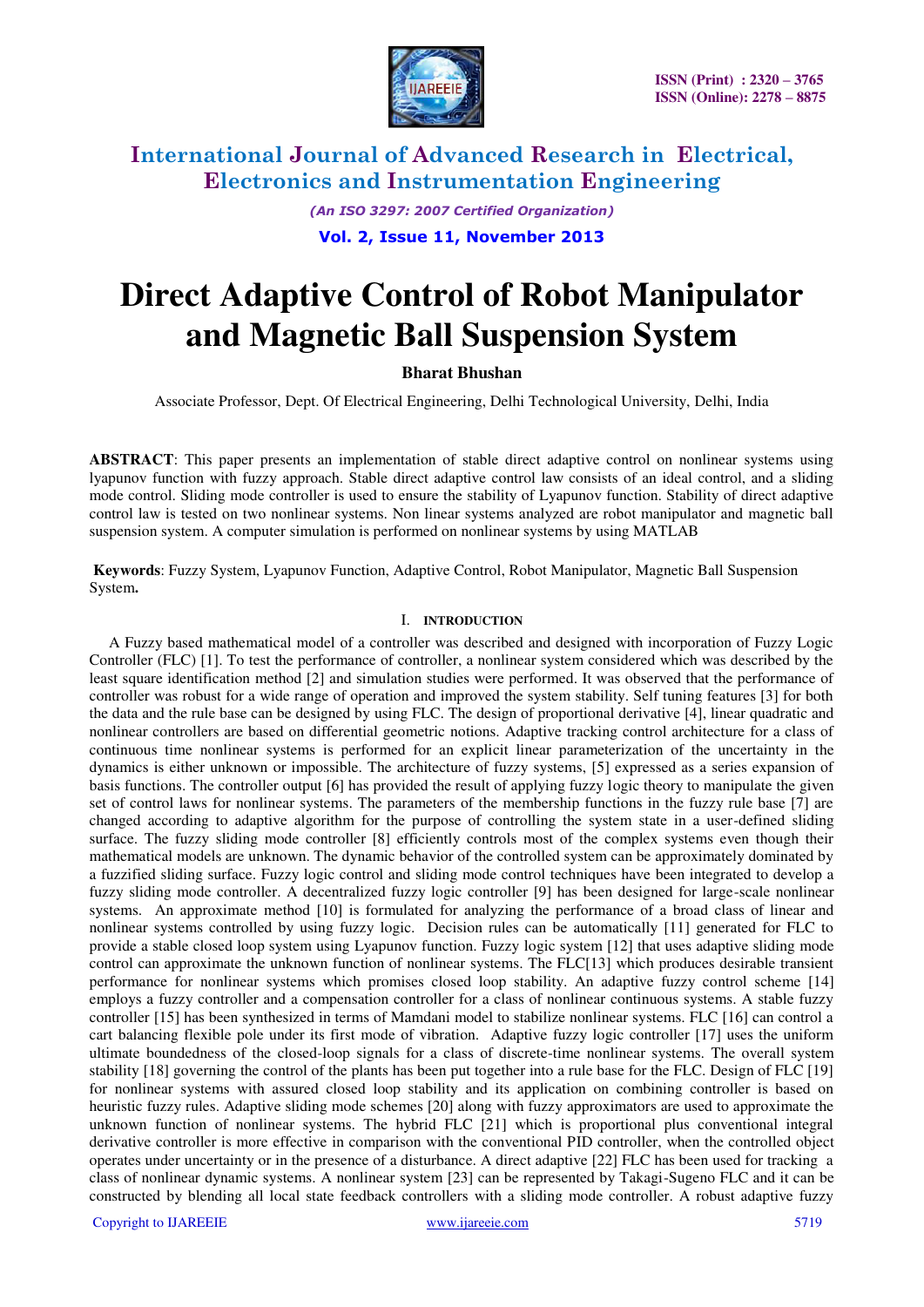# Direct Adaptive Control of Robot Manipulator and Magnetic Ball Suspension System

**Bharat Bhushan**

Associate Professor, Dept. Of Electrical Engineering, Delhi Technological University, Delhi, India

**ABSTRACT**: This paper presents an implementation of stable direct adaptive control on nonlinear systems using lyapunov function with fuzzy approach. Stable direct adaptive control law consists of an ideal control, and a sliding mode control. Sliding mode controller is used to ensure the stability of Lyapunov function. Stability of direct adaptive control law is tested on two nonlinear systems. Non linear systems analyzed are robot manipulator and magnetic ball suspension system. A computer simulation is performed on nonlinear systems by using MATLAB

**Keywords**: Fuzzy System, Lyapunov Function, Adaptive Control, Robot Manipulator, Magnetic Ball Suspension System**.**

## I. INTRODUCTION

A Fuzzy based mathematical model of a controller was described and designed with incorporation of Fuzzy Logic Controller (FLC) [1]. To test the performance of controller, a nonlinear system considered which was described by the least square identification method [2] and simulation studies were performed. It was observed that the performance of controller was robust for a wide range of operation and improved the system stability. Self tuning features [3] for both the data and the rule base can be designed by using FLC. The design of proportional derivative [4], linear quadratic and nonlinear controllers are based on differential geometric notions. Adaptive tracking control architecture for a class of continuous time nonlinear systems is performed for an explicit linear parameterization of the uncertainty in the dynamics is either unknown or impossible. The architecture of fuzzy systems, [5] expressed as a series expansion of basis functions. The controller output [6] has provided the result of applying fuzzy logic theory to manipulate the given set of control laws for nonlinear systems. The parameters of the membership functions in the fuzzy rule base [7] are changed according to adaptive algorithm for the purpose of controlling the system state in a user-defined sliding surface. The fuzzy sliding mode controller [8] efficiently controls most of the complex systems even though their mathematical models are unknown. The dynamic behavior of the controlled system can be approximately dominated by a fuzzified sliding surface. Fuzzy logic control and sliding mode control techniques have been integrated to develop a fuzzy sliding mode controller. A decentralized fuzzy logic controller [9] has been designed for large-scale nonlinear systems. An approximate method [10] is formulated for analyzing the performance of a broad class of linear and nonlinear systems controlled by using fuzzy logic. Decision rules can be automatically [11] generated for FLC to provide a stable closed loop system using Lyapunov function. Fuzzy logic system [12] that uses adaptive sliding mode control can approximate the unknown function of nonlinear systems. The FLC[13] which produces desirable transient performance for nonlinear systems which promises closed loop stability. An adaptive fuzzy control scheme [14] employs a fuzzy controller and a compensation controller for a class of nonlinear continuous systems. A stable fuzzy controller [15] has been synthesized in terms of Mamdani model to stabilize nonlinear systems. FLC [16] can control a cart balancing flexible pole under its first mode of vibration. Adaptive fuzzy logic controller [17] uses the uniform ultimate boundedness of the closed-loop signals for a class of discrete-time nonlinear systems. The overall system stability [18] governing the control of the plants has been put together into a rule base for the FLC. Design of FLC [19] for nonlinear systems with assured closed loop stability and its application on combining controller is based on heuristic fuzzy rules. Adaptive sliding mode schemes [20] along with fuzzy approximators are used to approximate the unknown function of nonlinear systems. The hybrid FLC [21] which is proportional plus conventional integral derivative controller is more effective in comparison with the conventional PID controller, when the controlled object operates under uncertainty or in the presence of a disturbance. A direct adaptive [22] FLC has been used for tracking a class of nonlinear dynamic systems. A nonlinear system [23] can be represented by Takagi-Sugeno FLC and it can be constructed by blending all local state feedback controllers with a sliding mode controller. A robust adaptive fuzzy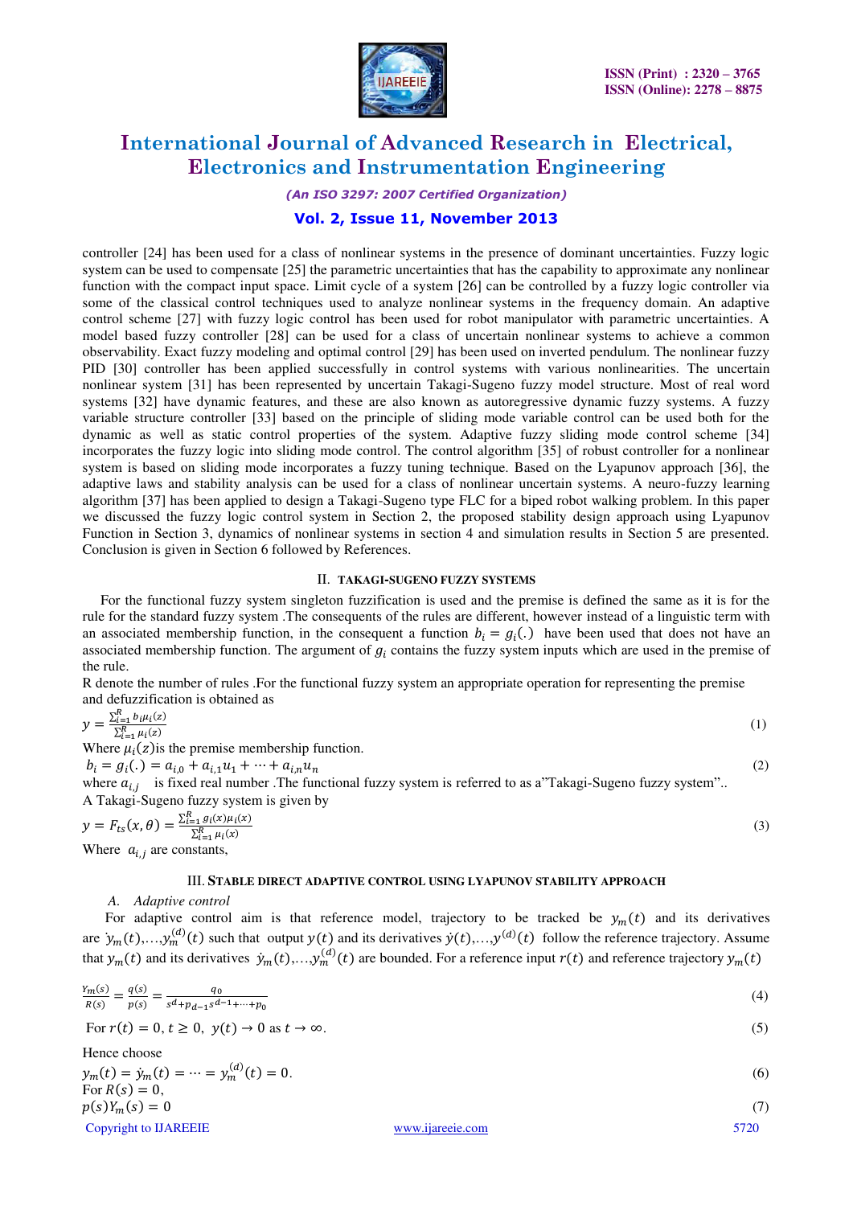controller [24] has been used for a class of nonlinear systems in the presence of dominant uncertainties. Fuzzy logic system can be used to compensate [25] the parametric uncertainties that has the capability to approximate any nonlinear function with the compact input space. Limit cycle of a system [26] can be controlled by a fuzzy logic controller via some of the classical control techniques used to analyze nonlinear systems in the frequency domain. An adaptive control scheme [27] with fuzzy logic control has been used for robot manipulator with parametric uncertainties. A model based fuzzy controller [28] can be used for a class of uncertain nonlinear systems to achieve a common observability. Exact fuzzy modeling and optimal control [29] has been used on inverted pendulum. The nonlinear fuzzy PID [30] controller has been applied successfully in control systems with various nonlinearities. The uncertain nonlinear system [31] has been represented by uncertain Takagi-Sugeno fuzzy model structure. Most of real word systems [32] have dynamic features, and these are also known as autoregressive dynamic fuzzy systems. A fuzzy variable structure controller [33] based on the principle of sliding mode variable control can be used both for the dynamic as well as static control properties of the system. Adaptive fuzzy sliding mode control scheme [34] incorporates the fuzzy logic into sliding mode control. The control algorithm [35] of robust controller for a nonlinear system is based on sliding mode incorporates a fuzzy tuning technique. Based on the Lyapunov approach [36], the adaptive laws and stability analysis can be used for a class of nonlinear uncertain systems. A neuro-fuzzy learning algorithm [37] has been applied to design a Takagi-Sugeno type FLC for a biped robot walking problem. In this paper we discussed the fuzzy logic control system in Section 2, the proposed stability design approach using Lyapunov Function in Section 3, dynamics of nonlinear systems in section 4 and simulation results in Section 5 are presented. Conclusion is given in Section 6 followed by References.

## II. TAKAGI-SUGENO FUZZY SYSTEMS

For the functional fuzzy system singleton fuzzification is used and the premise is defined the same as it is for the rule for the standard fuzzy system .The consequents of the rules are different, however instead of a linguistic term with an associated membership function, in the consequent a function $b_i = g_i(.)$ have been used that does not have an associated membership function. The argument of $g_i$ contains the fuzzy system inputs which are used in the premise of the rule.

R denote the number of rules .For the functional fuzzy system an appropriate operation for representing the premise and defuzzification is obtained as

$$y = \frac{\sum_{i=1}^{R} b_i \mu_i(z)}{\sum_{i=1}^{R} \mu_i(z)} \tag{1}$$

Where $\mu_i(z)$is the premise membership function.

$$b_i = g_i(.) = a_{i,0} + a_{i,1}u_1 + \cdots + a_{i,n}u_n \tag{2}$$

where $a_{i,j}$ is fixed real number .The functional fuzzy system is referred to as a"Takagi-Sugeno fuzzy system"..

A Takagi-Sugeno fuzzy system is given by

$$y = F_{ts}(x, \theta) = \frac{\sum_{i=1}^{R} g_i(x)\mu_i(x)}{\sum_{i=1}^{R} \mu_i(x)} \tag{3}$$

Where $a_{i,j}$ are constants,

## III. STABLE DIRECT ADAPTIVE CONTROL USING LYAPUNOV STABILITY APPROACH

### A. *Adaptive control*

For adaptive control aim is that reference model, trajectory to be tracked be $y_m(t)$ and its derivatives are $\dot{y}_m(t),\ldots,y_m^{(d)}(t)$ such that output $y(t)$ and its derivatives $\dot{y}(t),\ldots,y^{(d)}(t)$ follow the reference trajectory. Assume that $y_m(t)$ and its derivatives $\dot{y}_m(t),\ldots,y_m^{(d)}(t)$ are bounded. For a reference input $r(t)$ and reference trajectory $y_m(t)$

$$\frac{Y_m(s)}{R(s)} = \frac{q(s)}{p(s)} = \frac{q_0}{s^d + p_{d-1}s^{d-1} + \cdots + p_0} \tag{4}$$

For $r(t) = 0, t \geq 0,\ y(t) \to 0$ as $t \to \infty$. (5)

Hence choose

$$y_m(t) = \dot{y}_m(t) = \cdots = y_m^{(d)}(t) = 0. \tag{6}$$

For $R(s) = 0$,

$$p(s)Y_m(s) = 0 \tag{7}$$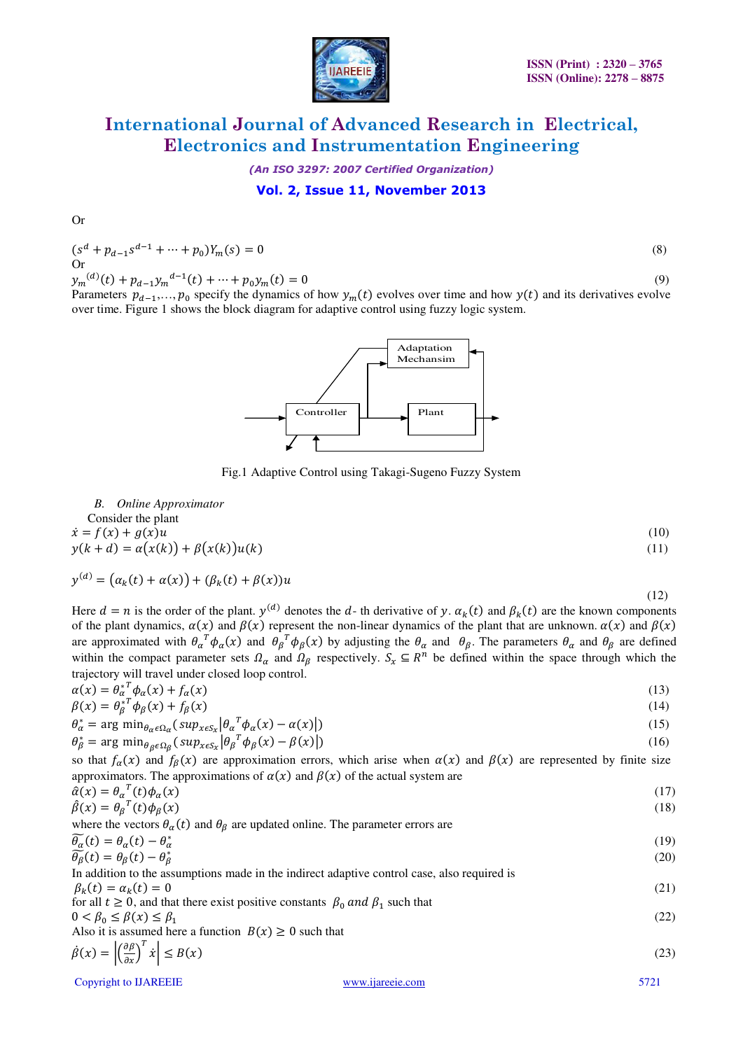Or

$$(s^d + p_{d-1}s^{d-1} + \cdots + p_0)Y_m(s) = 0 \tag{8}$$

Or

$$y_m^{(d)}(t) + p_{d-1}y_m^{d-1}(t) + \cdots + p_0 y_m(t) = 0 \tag{9}$$

Parameters $p_{d-1}, \ldots, p_0$ specify the dynamics of how $y_m(t)$ evolves over time and how $y(t)$ and its derivatives evolve over time. Figure 1 shows the block diagram for adaptive control using fuzzy logic system.

Adaptation Mechansim

Controller

Plant

Fig.1 Adaptive Control using Takagi-Sugeno Fuzzy System

*B. Online Approximator*

Consider the plant

$$\dot{x} = f(x) + g(x)u \tag{10}$$

$$y(k+d) = \alpha\big(x(k)\big) + \beta\big(x(k)\big)u(k) \tag{11}$$

$$y^{(d)} = \big(\alpha_k(t) + \alpha(x)\big) + (\beta_k(t) + \beta(x))u \tag{12}$$

Here $d = n$ is the order of the plant. $y^{(d)}$ denotes the $d$- th derivative of $y$. $\alpha_k(t)$ and $\beta_k(t)$ are the known components of the plant dynamics, $\alpha(x)$ and $\beta(x)$ represent the non-linear dynamics of the plant that are unknown. $\alpha(x)$ and $\beta(x)$ are approximated with $\theta_\alpha^{\,T}\phi_\alpha(x)$ and $\theta_\beta^{\,T}\phi_\beta(x)$ by adjusting the $\theta_\alpha$ and $\theta_\beta$. The parameters $\theta_\alpha$ and $\theta_\beta$ are defined within the compact parameter sets $\Omega_\alpha$ and $\Omega_\beta$ respectively. $S_x \subseteq R^n$ be defined within the space through which the trajectory will travel under closed loop control.

$$\alpha(x) = \theta_\alpha^{*T}\phi_\alpha(x) + f_\alpha(x) \tag{13}$$

$$\beta(x) = \theta_\beta^{*T}\phi_\beta(x) + f_\beta(x) \tag{14}$$

$$\theta_\alpha^* = \arg\min_{\theta_\alpha \epsilon \Omega_\alpha}\big(sup_{x\epsilon S_x}\left|\theta_\alpha^{\,T}\phi_\alpha(x) - \alpha(x)\right|\big) \tag{15}$$

$$\theta_\beta^* = \arg\min_{\theta_\beta \epsilon \Omega_\beta}\big(sup_{x\epsilon S_x}\left|\theta_\beta^{\,T}\phi_\beta(x) - \beta(x)\right|\big) \tag{16}$$

so that $f_\alpha(x)$ and $f_\beta(x)$ are approximation errors, which arise when $\alpha(x)$ and $\beta(x)$ are represented by finite size approximators. The approximations of $\alpha(x)$ and $\beta(x)$ of the actual system are

$$\hat{\alpha}(x) = \theta_\alpha^{\,T}(t)\phi_\alpha(x) \tag{17}$$

$$\hat{\beta}(x) = \theta_\beta^{\,T}(t)\phi_\beta(x) \tag{18}$$

where the vectors $\theta_\alpha(t)$ and $\theta_\beta$ are updated online. The parameter errors are

$$\widetilde{\theta_\alpha}(t) = \theta_\alpha(t) - \theta_\alpha^* \tag{19}$$

$$\widetilde{\theta_\beta}(t) = \theta_\beta(t) - \theta_\beta^* \tag{20}$$

In addition to the assumptions made in the indirect adaptive control case, also required is

$$\beta_k(t) = \alpha_k(t) = 0 \tag{21}$$

for all $t \geq 0$, and that there exist positive constants $\beta_0$ *and* $\beta_1$ such that

$$0 < \beta_0 \leq \beta(x) \leq \beta_1 \tag{22}$$

Also it is assumed here a function $B(x) \geq 0$ such that

$$\dot{\beta}(x) = \left|\left(\frac{\partial\beta}{\partial x}\right)^T \dot{x}\right| \leq B(x) \tag{23}$$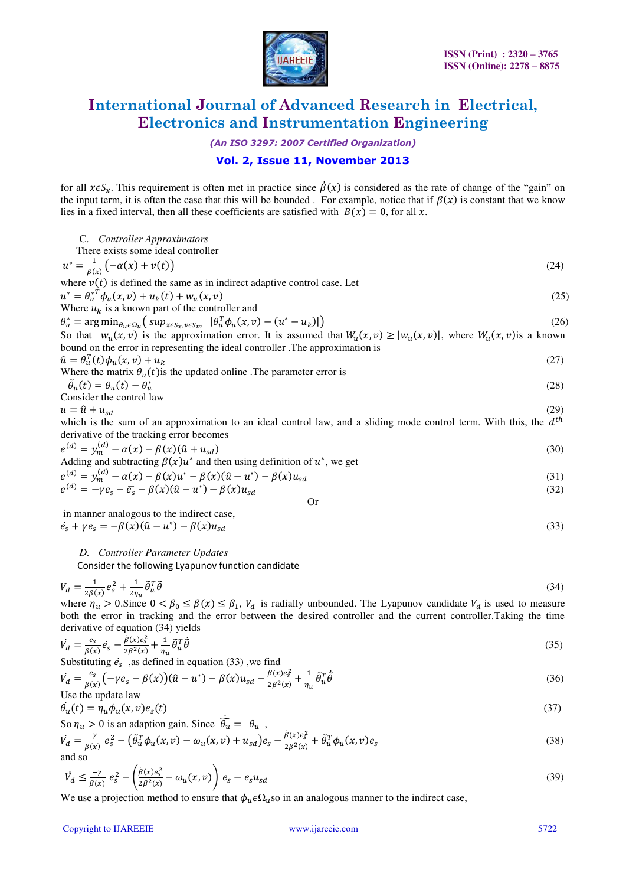for all $x\epsilon S_x$. This requirement is often met in practice since $\dot{\beta}(x)$ is considered as the rate of change of the "gain" on the input term, it is often the case that this will be bounded . For example, notice that if $\beta(x)$ is constant that we know lies in a fixed interval, then all these coefficients are satisfied with $B(x) = 0$, for all $x$.

### C. *Controller Approximators*

There exists some ideal controller

$$u^* = \frac{1}{\beta(x)}\left(-\alpha(x) + v(t)\right) \tag{24}$$

where $v(t)$ is defined the same as in indirect adaptive control case. Let

$$u^* = \theta_u^{*T}\phi_u(x,v) + u_k(t) + w_u(x,v) \tag{25}$$

Where $u_k$ is a known part of the controller and

$$\theta_u^* = \arg\min_{\theta_u \epsilon \Omega_u}\left( sup_{x\epsilon S_x, v\epsilon S_m} \ \left|\theta_u^T\phi_u(x,v) - (u^* - u_k)\right|\right) \tag{26}$$

So that $w_u(x,v)$ is the approximation error. It is assumed that $W_u(x,v) \geq |w_u(x,v)|$, where $W_u(x,v)$is a known bound on the error in representing the ideal controller .The approximation is

$$\hat{u} = \theta_u^T(t)\phi_u(x,v) + u_k \tag{27}$$

Where the matrix $\theta_u(t)$is the updated online .The parameter error is

$$\tilde{\theta}_u(t) = \theta_u(t) - \theta_u^* \tag{28}$$

Consider the control law

$$u = \hat{u} + u_{sd} \tag{29}$$

which is the sum of an approximation to an ideal control law, and a sliding mode control term. With this, the $d^{th}$ derivative of the tracking error becomes

$$e^{(d)} = y_m^{(d)} - \alpha(x) - \beta(x)(\hat{u} + u_{sd}) \tag{30}$$

Adding and subtracting $\beta(x)u^*$ and then using definition of $u^*$, we get

$$e^{(d)} = y_m^{(d)} - \alpha(x) - \beta(x)u^* - \beta(x)(\hat{u} - u^*) - \beta(x)u_{sd} \tag{31}$$

$$e^{(d)} = -\gamma e_s - \bar{e}_s - \beta(x)(\hat{u} - u^*) - \beta(x)u_{sd} \tag{32}$$

Or

in manner analogous to the indirect case,

$$\dot{e}_s + \gamma e_s = -\beta(x)(\hat{u} - u^*) - \beta(x)u_{sd} \tag{33}$$

### D. *Controller Parameter Updates*

Consider the following Lyapunov function candidate

$$V_d = \frac{1}{2\beta(x)}e_s^2 + \frac{1}{2\eta_u}\tilde{\theta}_u^T\tilde{\theta} \tag{34}$$

where $\eta_u > 0$.Since $0 < \beta_0 \leq \beta(x) \leq \beta_1$, $V_d$ is radially unbounded. The Lyapunov candidate $V_d$ is used to measure both the error in tracking and the error between the desired controller and the current controller.Taking the time derivative of equation (34) yields

$$\dot{V_d} = \frac{e_s}{\beta(x)}\dot{e}_s - \frac{\dot{\beta}(x)e_s^2}{2\beta^2(x)} + \frac{1}{\eta_u}\tilde{\theta}_u^T\dot{\tilde{\theta}} \tag{35}$$

Substituting $\dot{e}_s$ ,as defined in equation (33) ,we find

$$\dot{V_d} = \frac{e_s}{\beta(x)}\left(-\gamma e_s - \beta(x)\right)(\hat{u} - u^*) - \beta(x)u_{sd} - \frac{\dot{\beta}(x)e_s^2}{2\beta^2(x)} + \frac{1}{\eta_u}\tilde{\theta}_u^T\dot{\tilde{\theta}} \tag{36}$$

Use the update law

$$\dot{\theta_u}(t) = \eta_u\phi_u(x,v)e_s(t) \tag{37}$$

So $\eta_u > 0$ is an adaption gain. Since $\dot{\tilde{\theta_u}} = \ \theta_u$ ,

$$\dot{V_d} = \frac{-\gamma}{\beta(x)}\, e_s^2 - \left(\tilde{\theta}_u^T\phi_u(x,v) - \omega_u(x,v) + u_{sd}\right)e_s - \frac{\dot{\beta}(x)e_s^2}{2\beta^2(x)} + \tilde{\theta}_u^T\phi_u(x,v)e_s \tag{38}$$

and so

$$\dot{V_d} \leq \frac{-\gamma}{\beta(x)}\, e_s^2 - \left(\frac{\dot{\beta}(x)e_s^2}{2\beta^2(x)} - \omega_u(x,v)\right)e_s - e_s u_{sd} \tag{39}$$

We use a projection method to ensure that $\phi_u\epsilon\Omega_u$so in an analogous manner to the indirect case,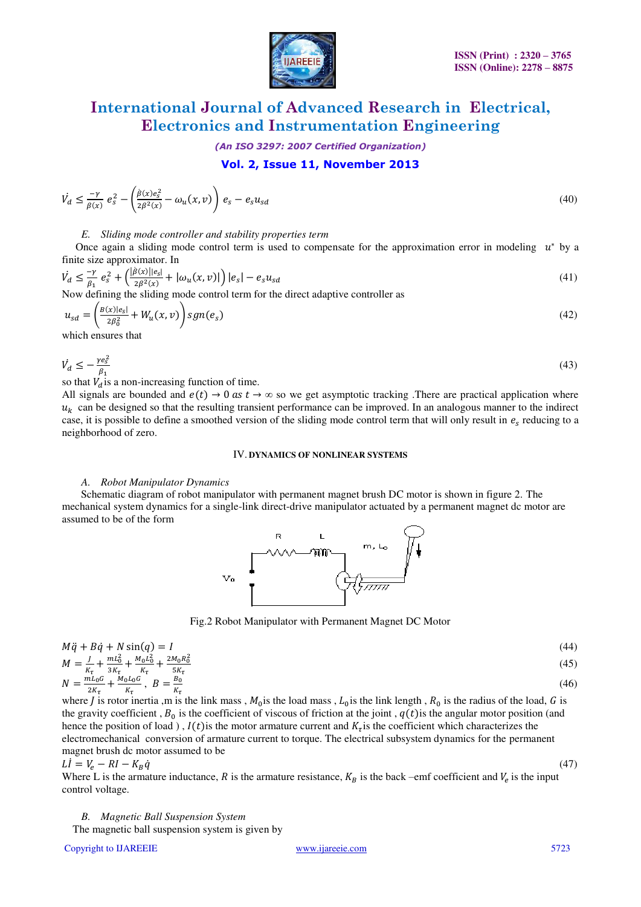$$\dot{V}_d \leq \frac{-\gamma}{\beta(x)} e_s^2 - \left(\frac{\dot{\beta}(x) e_s^2}{2\beta^2(x)} - \omega_u(x,v)\right) e_s - e_s u_{sd} \tag{40}$$

### *E. Sliding mode controller and stability properties term*

Once again a sliding mode control term is used to compensate for the approximation error in modeling $u^*$ by a finite size approximator. In

$$\dot{V}_d \leq \frac{-\gamma}{\beta_1} e_s^2 + \left(\frac{|\dot{\beta}(x)||e_s|}{2\beta^2(x)} + |\omega_u(x,v)|\right)|e_s| - e_s u_{sd} \tag{41}$$

Now defining the sliding mode control term for the direct adaptive controller as

$$u_{sd} = \left(\frac{B(x)|e_s|}{2\beta_0^2} + W_u(x,v)\right) sgn(e_s) \tag{42}$$

which ensures that

$$\dot{V}_d \leq -\frac{\gamma e_s^2}{\beta_1} \tag{43}$$

so that $V_d$ is a non-increasing function of time.

All signals are bounded and $e(t) \to 0$ as $t \to \infty$ so we get asymptotic tracking .There are practical application where $u_k$ can be designed so that the resulting transient performance can be improved. In an analogous manner to the indirect case, it is possible to define a smoothed version of the sliding mode control term that will only result in $e_s$ reducing to a neighborhood of zero.

## IV. DYNAMICS OF NONLINEAR SYSTEMS

### *A. Robot Manipulator Dynamics*

Schematic diagram of robot manipulator with permanent magnet brush DC motor is shown in figure 2. The mechanical system dynamics for a single-link direct-drive manipulator actuated by a permanent magnet dc motor are assumed to be of the form

Fig.2 Robot Manipulator with Permanent Magnet DC Motor

$$M\ddot{q} + B\dot{q} + N\sin(q) = I \tag{44}$$

$$M = \frac{J}{K_\tau} + \frac{mL_0^2}{3K_\tau} + \frac{M_0 L_0^2}{K_\tau} + \frac{2M_0 R_0^2}{5K_\tau} \tag{45}$$

$$N = \frac{mL_0 G}{2K_\tau} + \frac{M_0 L_0 G}{K_\tau}, \; B = \frac{B_0}{K_\tau} \tag{46}$$

where $J$ is rotor inertia ,m is the link mass , $M_0$ is the load mass , $L_0$ is the link length , $R_0$ is the radius of the load, $G$ is the gravity coefficient , $B_0$ is the coefficient of viscous of friction at the joint , $q(t)$ is the angular motor position (and hence the position of load ) , $I(t)$ is the motor armature current and $K_\tau$ is the coefficient which characterizes the electromechanical conversion of armature current to torque. The electrical subsystem dynamics for the permanent magnet brush dc motor assumed to be

$$L\dot{I} = V_e - RI - K_B\dot{q} \tag{47}$$

Where L is the armature inductance, $R$ is the armature resistance, $K_B$ is the back –emf coefficient and $V_e$ is the input control voltage.

### *B. Magnetic Ball Suspension System*

The magnetic ball suspension system is given by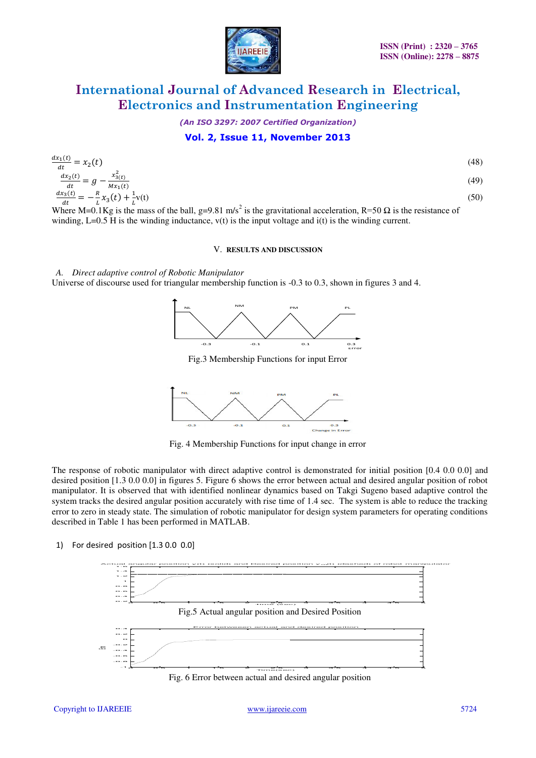$$\frac{dx_1(t)}{dt} = x_2(t) \tag{48}$$

$$\frac{dx_2(t)}{dt} = g - \frac{x_{3(t)}^2}{Mx_1(t)} \tag{49}$$

$$\frac{dx_3(t)}{dt} = -\frac{R}{L}x_3(t) + \frac{1}{L}v(t) \tag{50}$$

Where M=0.1Kg is the mass of the ball, g=9.81 m/s$^2$ is the gravitational acceleration, R=50 Ω is the resistance of winding, L=0.5 H is the winding inductance, v(t) is the input voltage and i(t) is the winding current.

## V. RESULTS AND DISCUSSION

### *A. Direct adaptive control of Robotic Manipulator*

Universe of discourse used for triangular membership function is -0.3 to 0.3, shown in figures 3 and 4.

Fig.3 Membership Functions for input Error

Fig. 4 Membership Functions for input change in error

The response of robotic manipulator with direct adaptive control is demonstrated for initial position [0.4 0.0 0.0] and desired position [1.3 0.0 0.0] in figures 5. Figure 6 shows the error between actual and desired angular position of robot manipulator. It is observed that with identified nonlinear dynamics based on Takgi Sugeno based adaptive control the system tracks the desired angular position accurately with rise time of 1.4 sec. The system is able to reduce the tracking error to zero in steady state. The simulation of robotic manipulator for design system parameters for operating conditions described in Table 1 has been performed in MATLAB.

1) For desired position [1.3 0.0 0.0]

Fig.5 Actual angular position and Desired Position

Fig. 6 Error between actual and desired angular position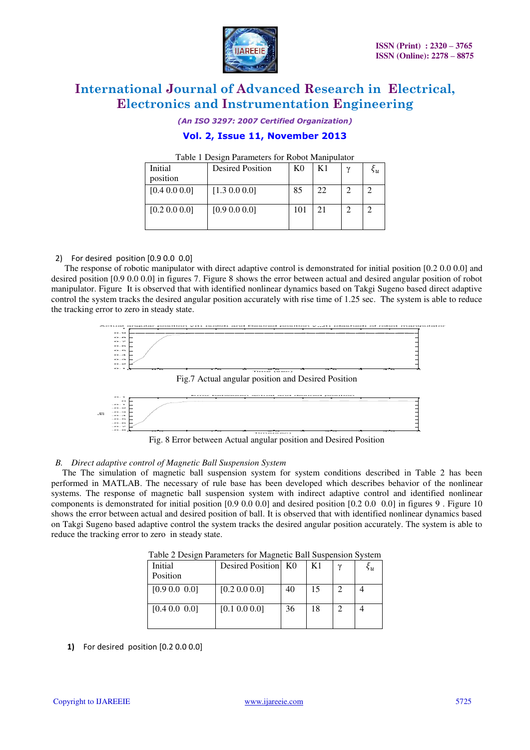Table 1 Design Parameters for Robot Manipulator

| Initial position | Desired Position | K0 | K1 | γ | $\xi_u$ |
|---|---|---|---|---|---|
| [0.4 0.0 0.0] | [1.3 0.0 0.0] | 85 | 22 | 2 | 2 |
| [0.2 0.0 0.0] | [0.9 0.0 0.0] | 101 | 21 | 2 | 2 |

2) For desired position [0.9 0.0 0.0]

The response of robotic manipulator with direct adaptive control is demonstrated for initial position [0.2 0.0 0.0] and desired position [0.9 0.0 0.0] in figures 7. Figure 8 shows the error between actual and desired angular position of robot manipulator. Figure It is observed that with identified nonlinear dynamics based on Takgi Sugeno based direct adaptive control the system tracks the desired angular position accurately with rise time of 1.25 sec. The system is able to reduce the tracking error to zero in steady state.

Fig.7 Actual angular position and Desired Position

Fig. 8 Error between Actual angular position and Desired Position

*B. Direct adaptive control of Magnetic Ball Suspension System*

The The simulation of magnetic ball suspension system for system conditions described in Table 2 has been performed in MATLAB. The necessary of rule base has been developed which describes behavior of the nonlinear systems. The response of magnetic ball suspension system with indirect adaptive control and identified nonlinear components is demonstrated for initial position [0.9 0.0 0.0] and desired position [0.2 0.0 0.0] in figures 9 . Figure 10 shows the error between actual and desired position of ball. It is observed that with identified nonlinear dynamics based on Takgi Sugeno based adaptive control the system tracks the desired angular position accurately. The system is able to reduce the tracking error to zero in steady state.

Table 2 Design Parameters for Magnetic Ball Suspension System

| Initial Position | Desired Position | K0 | K1 | γ | $\xi_u$ |
|---|---|---|---|---|---|
| [0.9 0.0 0.0] | [0.2 0.0 0.0] | 40 | 15 | 2 | 4 |
| [0.4 0.0 0.0] | [0.1 0.0 0.0] | 36 | 18 | 2 | 4 |

**1)** For desired position [0.2 0.0 0.0]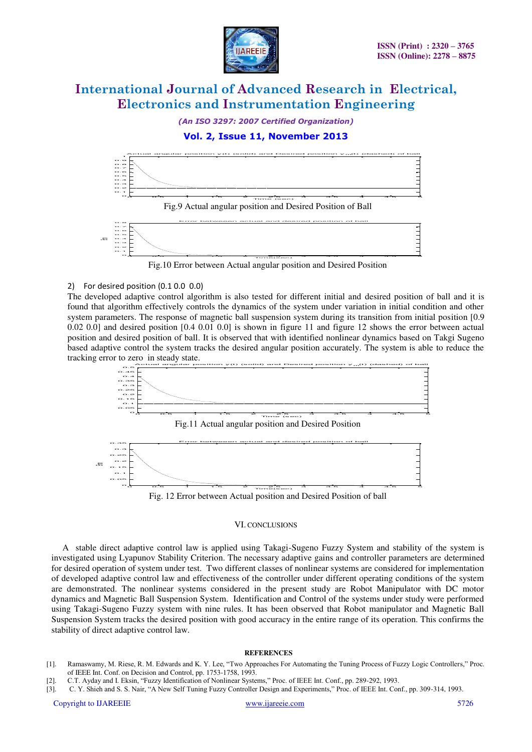Fig.9 Actual angular position and Desired Position of Ball

Fig.10 Error between Actual angular position and Desired Position

2) For desired position (0.1 0.0 0.0)

The developed adaptive control algorithm is also tested for different initial and desired position of ball and it is found that algorithm effectively controls the dynamics of the system under variation in initial condition and other system parameters. The response of magnetic ball suspension system during its transition from initial position [0.9 0.02 0.0] and desired position [0.4 0.01 0.0] is shown in figure 11 and figure 12 shows the error between actual position and desired position of ball. It is observed that with identified nonlinear dynamics based on Takgi Sugeno based adaptive control the system tracks the desired angular position accurately. The system is able to reduce the tracking error to zero in steady state.

Fig.11 Actual angular position and Desired Position

Fig. 12 Error between Actual position and Desired Position of ball

## VI. CONCLUSIONS

A stable direct adaptive control law is applied using Takagi-Sugeno Fuzzy System and stability of the system is investigated using Lyapunov Stability Criterion. The necessary adaptive gains and controller parameters are determined for desired operation of system under test. Two different classes of nonlinear systems are considered for implementation of developed adaptive control law and effectiveness of the controller under different operating conditions of the system are demonstrated. The nonlinear systems considered in the present study are Robot Manipulator with DC motor dynamics and Magnetic Ball Suspension System. Identification and Control of the systems under study were performed using Takagi-Sugeno Fuzzy system with nine rules. It has been observed that Robot manipulator and Magnetic Ball Suspension System tracks the desired position with good accuracy in the entire range of its operation. This confirms the stability of direct adaptive control law.

## REFERENCES

[1]. Ramaswamy, M. Riese, R. M. Edwards and K. Y. Lee, "Two Approaches For Automating the Tuning Process of Fuzzy Logic Controllers," Proc. of IEEE Int. Conf. on Decision and Control, pp. 1753-1758, 1993.

[2]. C.T. Ayday and I. Eksin, "Fuzzy Identification of Nonlinear Systems," Proc. of IEEE Int. Conf., pp. 289-292, 1993.

[3]. C. Y. Shieh and S. S. Nair, "A New Self Tuning Fuzzy Controller Design and Experiments," Proc. of IEEE Int. Conf., pp. 309-314, 1993.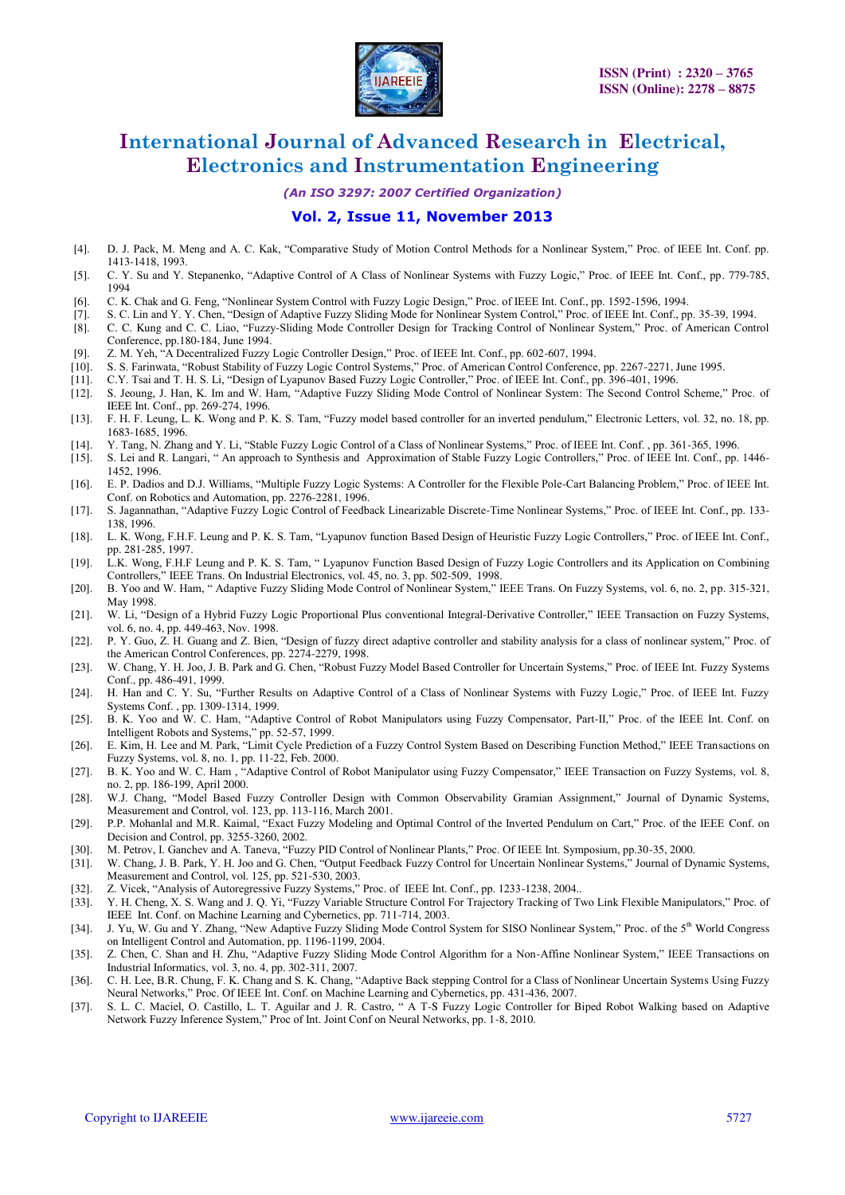[4]. D. J. Pack, M. Meng and A. C. Kak, "Comparative Study of Motion Control Methods for a Nonlinear System," Proc. of IEEE Int. Conf. pp. 1413-1418, 1993.

[5]. C. Y. Su and Y. Stepanenko, "Adaptive Control of A Class of Nonlinear Systems with Fuzzy Logic," Proc. of IEEE Int. Conf., pp. 779-785, 1994

[6]. C. K. Chak and G. Feng, "Nonlinear System Control with Fuzzy Logic Design," Proc. of IEEE Int. Conf., pp. 1592-1596, 1994.

[7]. S. C. Lin and Y. Y. Chen, "Design of Adaptive Fuzzy Sliding Mode for Nonlinear System Control," Proc. of IEEE Int. Conf., pp. 35-39, 1994.

[8]. C. C. Kung and C. C. Liao, "Fuzzy-Sliding Mode Controller Design for Tracking Control of Nonlinear System," Proc. of American Control Conference, pp.180-184, June 1994.

[9]. Z. M. Yeh, "A Decentralized Fuzzy Logic Controller Design," Proc. of IEEE Int. Conf., pp. 602-607, 1994.

[10]. S. S. Farinwata, "Robust Stability of Fuzzy Logic Control Systems," Proc. of American Control Conference, pp. 2267-2271, June 1995.

[11]. C.Y. Tsai and T. H. S. Li, "Design of Lyapunov Based Fuzzy Logic Controller," Proc. of IEEE Int. Conf., pp. 396-401, 1996.

[12]. S. Jeoung, J. Han, K. Im and W. Ham, "Adaptive Fuzzy Sliding Mode Control of Nonlinear System: The Second Control Scheme," Proc. of IEEE Int. Conf., pp. 269-274, 1996.

[13]. F. H. F. Leung, L. K. Wong and P. K. S. Tam, "Fuzzy model based controller for an inverted pendulum," Electronic Letters, vol. 32, no. 18, pp. 1683-1685, 1996.

[14]. Y. Tang, N. Zhang and Y. Li, "Stable Fuzzy Logic Control of a Class of Nonlinear Systems," Proc. of IEEE Int. Conf. , pp. 361-365, 1996.

[15]. S. Lei and R. Langari, " An approach to Synthesis and Approximation of Stable Fuzzy Logic Controllers," Proc. of IEEE Int. Conf., pp. 1446-1452, 1996.

[16]. E. P. Dadios and D.J. Williams, "Multiple Fuzzy Logic Systems: A Controller for the Flexible Pole-Cart Balancing Problem," Proc. of IEEE Int. Conf. on Robotics and Automation, pp. 2276-2281, 1996.

[17]. S. Jagannathan, "Adaptive Fuzzy Logic Control of Feedback Linearizable Discrete-Time Nonlinear Systems," Proc. of IEEE Int. Conf., pp. 133-138, 1996.

[18]. L. K. Wong, F.H.F Leung and P. K. S. Tam, "Lyapunov function Based Design of Heuristic Fuzzy Logic Controllers," Proc. of IEEE Int. Conf., pp. 281-285, 1997.

[19]. L.K. Wong, F.H.F Leung and P. K. S. Tam, " Lyapunov Function Based Design of Fuzzy Logic Controllers and its Application on Combining Controllers," IEEE Trans. On Industrial Electronics, vol. 45, no. 3, pp. 502-509, 1998.

[20]. B. Yoo and W. Ham, " Adaptive Fuzzy Sliding Mode Control of Nonlinear System," IEEE Trans. On Fuzzy Systems, vol. 6, no. 2, pp. 315-321, May 1998.

[21]. W. Li, "Design of a Hybrid Fuzzy Logic Proportional Plus conventional Integral-Derivative Controller," IEEE Transaction on Fuzzy Systems, vol. 6, no. 4, pp. 449-463, Nov. 1998.

[22]. P. Y. Guo, Z. H. Guang and Z. Bien, "Design of fuzzy direct adaptive controller and stability analysis for a class of nonlinear system," Proc. of the American Control Conferences, pp. 2274-2279, 1998.

[23]. W. Chang, Y. H. Joo, J. B. Park and G. Chen, "Robust Fuzzy Model Based Controller for Uncertain Systems," Proc. of IEEE Int. Fuzzy Systems Conf., pp. 486-491, 1999.

[24]. H. Han and C. Y. Su, "Further Results on Adaptive Control of a Class of Nonlinear Systems with Fuzzy Logic," Proc. of IEEE Int. Fuzzy Systems Conf. , pp. 1309-1314, 1999.

[25]. B. K. Yoo and W. C. Ham, "Adaptive Control of Robot Manipulators using Fuzzy Compensator, Part-II," Proc. of the IEEE Int. Conf. on Intelligent Robots and Systems," pp. 52-57, 1999.

[26]. E. Kim, H. Lee and M. Park, "Limit Cycle Prediction of a Fuzzy Control System Based on Describing Function Method," IEEE Transactions on Fuzzy Systems, vol. 8, no. 1, pp. 11-22, Feb. 2000.

[27]. B. K. Yoo and W. C. Ham , "Adaptive Control of Robot Manipulator using Fuzzy Compensator," IEEE Transaction on Fuzzy Systems, vol. 8, no. 2, pp. 186-199, April 2000.

[28]. W.J. Chang, "Model Based Fuzzy Controller Design with Common Observability Gramian Assignment," Journal of Dynamic Systems, Measurement and Control, vol. 123, pp. 113-116, March 2001.

[29]. P.P. Mohanlal and M.R. Kaimal, "Exact Fuzzy Modeling and Optimal Control of the Inverted Pendulum on Cart," Proc. of the IEEE Conf. on Decision and Control, pp. 3255-3260, 2002.

[30]. M. Petrov, I. Ganchev and A. Taneva, "Fuzzy PID Control of Nonlinear Plants," Proc. Of IEEE Int. Symposium, pp.30-35, 2000.

[31]. W. Chang, J. B. Park, Y. H. Joo and G. Chen, "Output Feedback Fuzzy Control for Uncertain Nonlinear Systems," Journal of Dynamic Systems, Measurement and Control, vol. 125, pp. 521-530, 2003.

[32]. Z. Vicek, "Analysis of Autoregressive Fuzzy Systems," Proc. of IEEE Int. Conf., pp. 1233-1238, 2004..

[33]. Y. H. Cheng, X. S. Wang and J. Q. Yi, "Fuzzy Variable Structure Control For Trajectory Tracking of Two Link Flexible Manipulators," Proc. of IEEE Int. Conf. on Machine Learning and Cybernetics, pp. 711-714, 2003.

[34]. J. Yu, W. Gu and Y. Zhang, "New Adaptive Fuzzy Sliding Mode Control System for SISO Nonlinear System," Proc. of the 5th World Congress on Intelligent Control and Automation, pp. 1196-1199, 2004.

[35]. Z. Chen, C. Shan and H. Zhu, "Adaptive Fuzzy Sliding Mode Control Algorithm for a Non-Affine Nonlinear System," IEEE Transactions on Industrial Informatics, vol. 3, no. 4, pp. 302-311, 2007.

[36]. C. H. Lee, B.R. Chung, F. K. Chang and S. K. Chang, "Adaptive Back stepping Control for a Class of Nonlinear Uncertain Systems Using Fuzzy Neural Networks," Proc. Of IEEE Int. Conf. on Machine Learning and Cybernetics, pp. 431-436, 2007.

[37]. S. L. C. Maciel, O. Castillo, L. T. Aguilar and J. R. Castro, " A T-S Fuzzy Logic Controller for Biped Robot Walking based on Adaptive Network Fuzzy Inference System," Proc of Int. Joint Conf on Neural Networks, pp. 1-8, 2010.